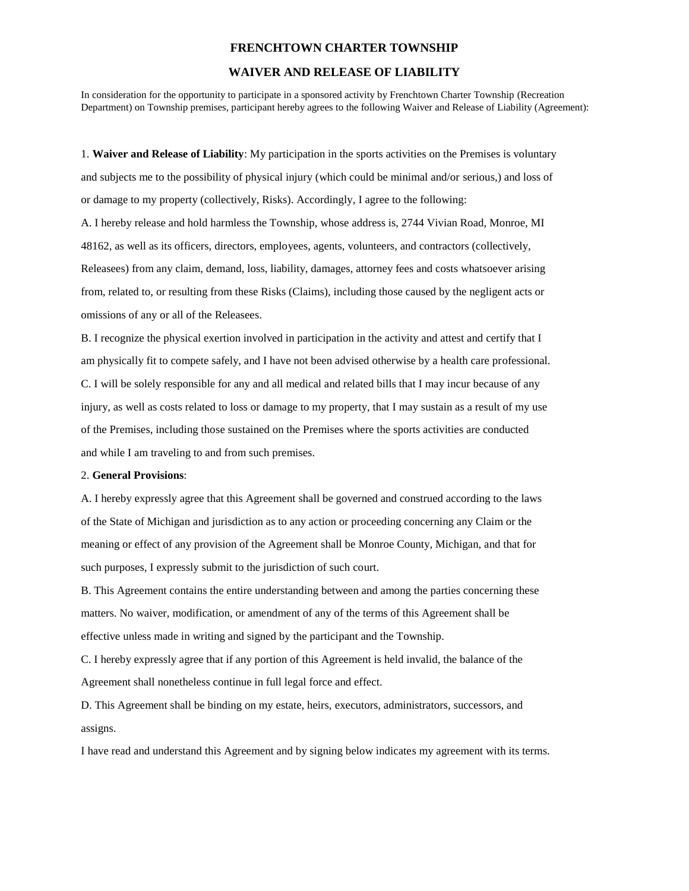# FRENCHTOWN CHARTER TOWNSHIP

## WAIVER AND RELEASE OF LIABILITY

In consideration for the opportunity to participate in a sponsored activity by Frenchtown Charter Township (Recreation Department) on Township premises, participant hereby agrees to the following Waiver and Release of Liability (Agreement):

1. **Waiver and Release of Liability**: My participation in the sports activities on the Premises is voluntary and subjects me to the possibility of physical injury (which could be minimal and/or serious,) and loss of or damage to my property (collectively, Risks). Accordingly, I agree to the following:

A. I hereby release and hold harmless the Township, whose address is, 2744 Vivian Road, Monroe, MI 48162, as well as its officers, directors, employees, agents, volunteers, and contractors (collectively, Releasees) from any claim, demand, loss, liability, damages, attorney fees and costs whatsoever arising from, related to, or resulting from these Risks (Claims), including those caused by the negligent acts or omissions of any or all of the Releasees.

B. I recognize the physical exertion involved in participation in the activity and attest and certify that I am physically fit to compete safely, and I have not been advised otherwise by a health care professional.

C. I will be solely responsible for any and all medical and related bills that I may incur because of any injury, as well as costs related to loss or damage to my property, that I may sustain as a result of my use of the Premises, including those sustained on the Premises where the sports activities are conducted and while I am traveling to and from such premises.

2. **General Provisions**:

A. I hereby expressly agree that this Agreement shall be governed and construed according to the laws of the State of Michigan and jurisdiction as to any action or proceeding concerning any Claim or the meaning or effect of any provision of the Agreement shall be Monroe County, Michigan, and that for such purposes, I expressly submit to the jurisdiction of such court.

B. This Agreement contains the entire understanding between and among the parties concerning these matters. No waiver, modification, or amendment of any of the terms of this Agreement shall be effective unless made in writing and signed by the participant and the Township.

C. I hereby expressly agree that if any portion of this Agreement is held invalid, the balance of the Agreement shall nonetheless continue in full legal force and effect.

D. This Agreement shall be binding on my estate, heirs, executors, administrators, successors, and assigns.

I have read and understand this Agreement and by signing below indicates my agreement with its terms.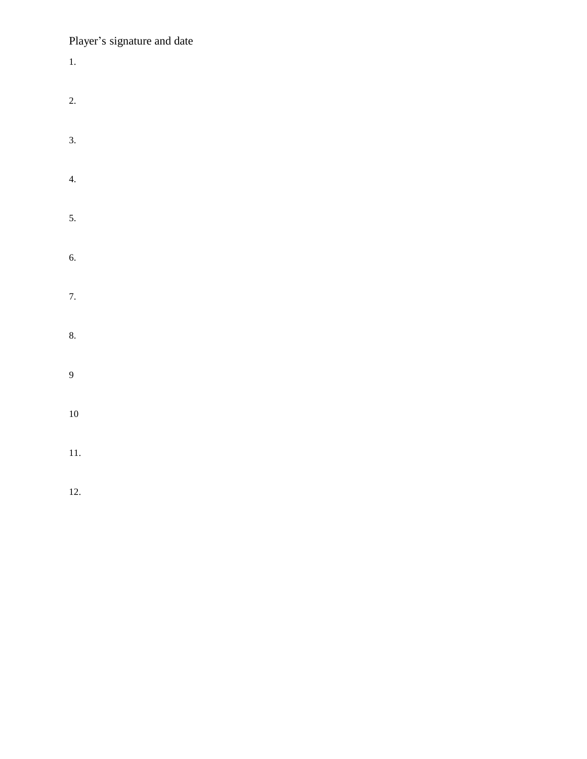Player's signature and date

1.

2.

3.

4.

5.

6.

7.

8.

9

10

11.

12.